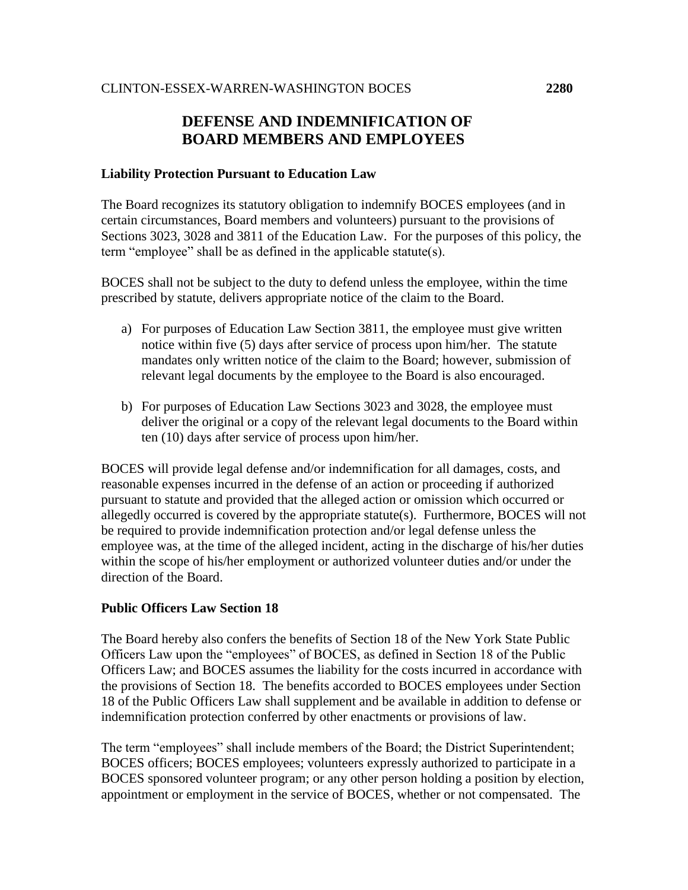# DEFENSE AND INDEMNIFICATION OF BOARD MEMBERS AND EMPLOYEES

### Liability Protection Pursuant to Education Law

The Board recognizes its statutory obligation to indemnify BOCES employees (and in certain circumstances, Board members and volunteers) pursuant to the provisions of Sections 3023, 3028 and 3811 of the Education Law. For the purposes of this policy, the term "employee" shall be as defined in the applicable statute(s).

BOCES shall not be subject to the duty to defend unless the employee, within the time prescribed by statute, delivers appropriate notice of the claim to the Board.

a) For purposes of Education Law Section 3811, the employee must give written notice within five (5) days after service of process upon him/her. The statute mandates only written notice of the claim to the Board; however, submission of relevant legal documents by the employee to the Board is also encouraged.

b) For purposes of Education Law Sections 3023 and 3028, the employee must deliver the original or a copy of the relevant legal documents to the Board within ten (10) days after service of process upon him/her.

BOCES will provide legal defense and/or indemnification for all damages, costs, and reasonable expenses incurred in the defense of an action or proceeding if authorized pursuant to statute and provided that the alleged action or omission which occurred or allegedly occurred is covered by the appropriate statute(s). Furthermore, BOCES will not be required to provide indemnification protection and/or legal defense unless the employee was, at the time of the alleged incident, acting in the discharge of his/her duties within the scope of his/her employment or authorized volunteer duties and/or under the direction of the Board.

### Public Officers Law Section 18

The Board hereby also confers the benefits of Section 18 of the New York State Public Officers Law upon the "employees" of BOCES, as defined in Section 18 of the Public Officers Law; and BOCES assumes the liability for the costs incurred in accordance with the provisions of Section 18. The benefits accorded to BOCES employees under Section 18 of the Public Officers Law shall supplement and be available in addition to defense or indemnification protection conferred by other enactments or provisions of law.

The term "employees" shall include members of the Board; the District Superintendent; BOCES officers; BOCES employees; volunteers expressly authorized to participate in a BOCES sponsored volunteer program; or any other person holding a position by election, appointment or employment in the service of BOCES, whether or not compensated. The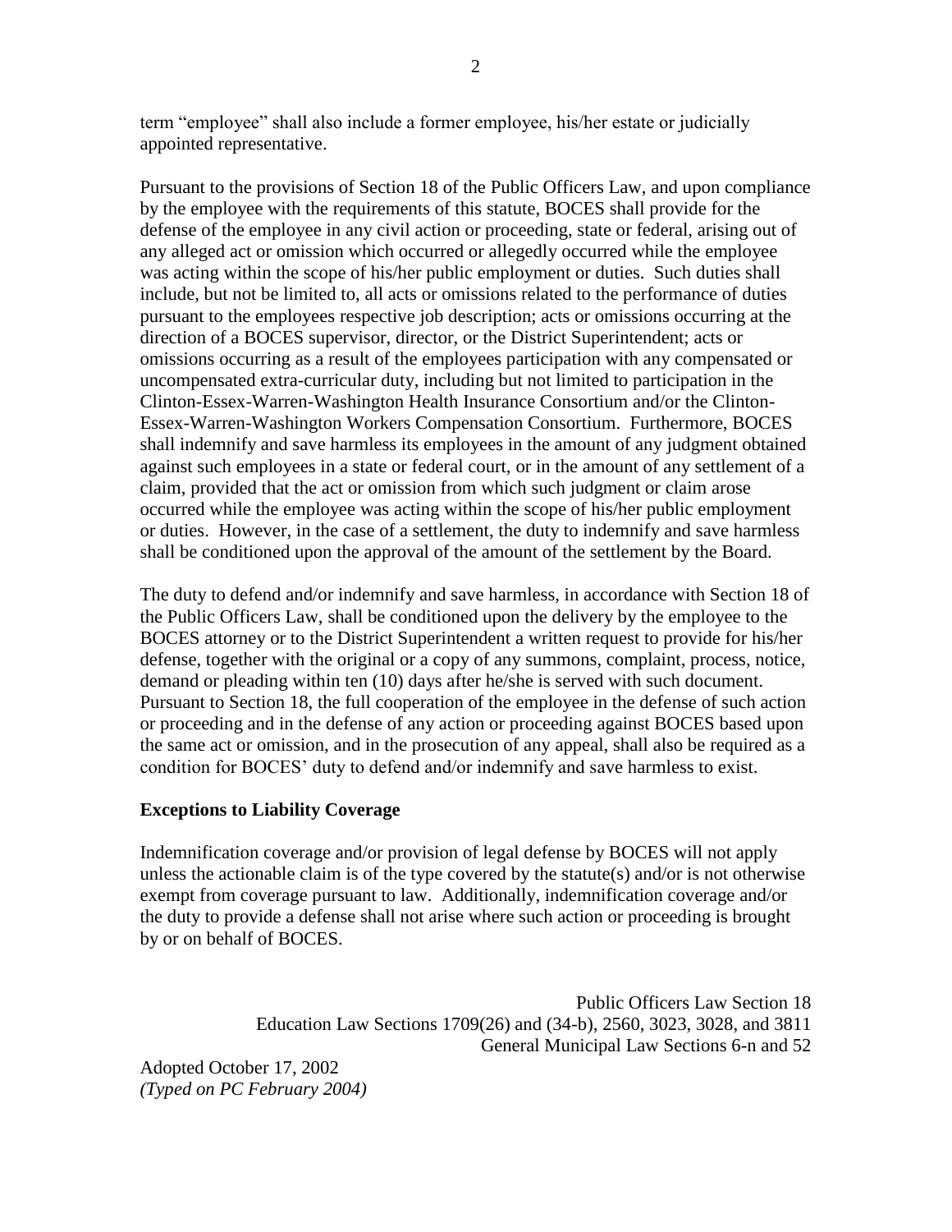term "employee" shall also include a former employee, his/her estate or judicially appointed representative.

Pursuant to the provisions of Section 18 of the Public Officers Law, and upon compliance by the employee with the requirements of this statute, BOCES shall provide for the defense of the employee in any civil action or proceeding, state or federal, arising out of any alleged act or omission which occurred or allegedly occurred while the employee was acting within the scope of his/her public employment or duties. Such duties shall include, but not be limited to, all acts or omissions related to the performance of duties pursuant to the employees respective job description; acts or omissions occurring at the direction of a BOCES supervisor, director, or the District Superintendent; acts or omissions occurring as a result of the employees participation with any compensated or uncompensated extra-curricular duty, including but not limited to participation in the Clinton-Essex-Warren-Washington Health Insurance Consortium and/or the Clinton-Essex-Warren-Washington Workers Compensation Consortium. Furthermore, BOCES shall indemnify and save harmless its employees in the amount of any judgment obtained against such employees in a state or federal court, or in the amount of any settlement of a claim, provided that the act or omission from which such judgment or claim arose occurred while the employee was acting within the scope of his/her public employment or duties. However, in the case of a settlement, the duty to indemnify and save harmless shall be conditioned upon the approval of the amount of the settlement by the Board.

The duty to defend and/or indemnify and save harmless, in accordance with Section 18 of the Public Officers Law, shall be conditioned upon the delivery by the employee to the BOCES attorney or to the District Superintendent a written request to provide for his/her defense, together with the original or a copy of any summons, complaint, process, notice, demand or pleading within ten (10) days after he/she is served with such document. Pursuant to Section 18, the full cooperation of the employee in the defense of such action or proceeding and in the defense of any action or proceeding against BOCES based upon the same act or omission, and in the prosecution of any appeal, shall also be required as a condition for BOCES' duty to defend and/or indemnify and save harmless to exist.

**Exceptions to Liability Coverage**

Indemnification coverage and/or provision of legal defense by BOCES will not apply unless the actionable claim is of the type covered by the statute(s) and/or is not otherwise exempt from coverage pursuant to law. Additionally, indemnification coverage and/or the duty to provide a defense shall not arise where such action or proceeding is brought by or on behalf of BOCES.

Public Officers Law Section 18
Education Law Sections 1709(26) and (34-b), 2560, 3023, 3028, and 3811
General Municipal Law Sections 6-n and 52

Adopted October 17, 2002
*(Typed on PC February 2004)*